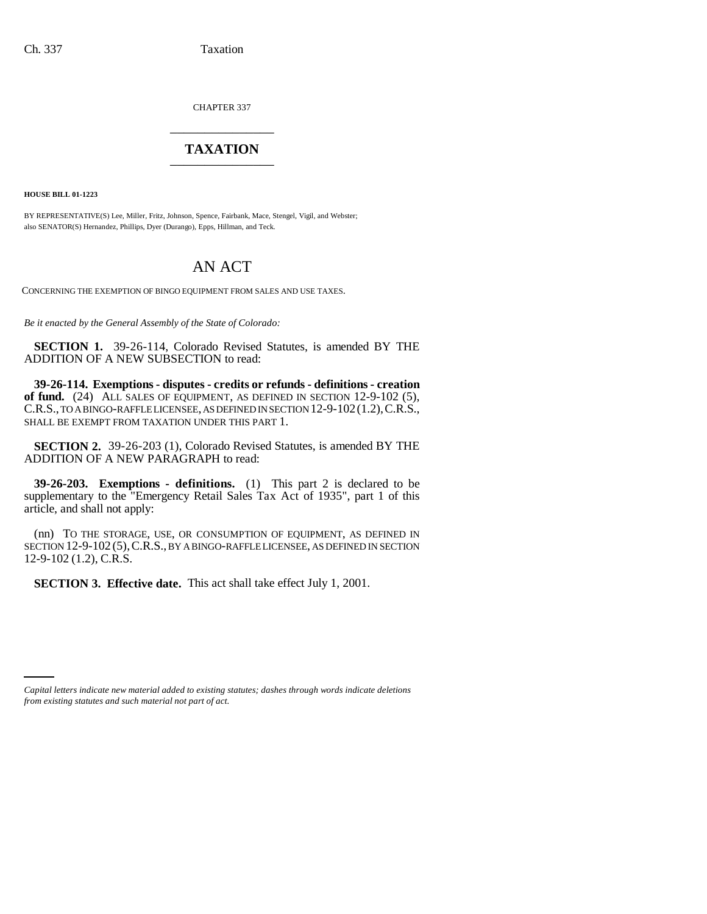CHAPTER 337

# TAXATION

**HOUSE BILL 01-1223**

BY REPRESENTATIVE(S) Lee, Miller, Fritz, Johnson, Spence, Fairbank, Mace, Stengel, Vigil, and Webster;
also SENATOR(S) Hernandez, Phillips, Dyer (Durango), Epps, Hillman, and Teck.

## AN ACT

CONCERNING THE EXEMPTION OF BINGO EQUIPMENT FROM SALES AND USE TAXES.

*Be it enacted by the General Assembly of the State of Colorado:*

**SECTION 1.** 39-26-114, Colorado Revised Statutes, is amended BY THE ADDITION OF A NEW SUBSECTION to read:

**39-26-114. Exemptions - disputes - credits or refunds - definitions - creation of fund.** (24) ALL SALES OF EQUIPMENT, AS DEFINED IN SECTION 12-9-102 (5), C.R.S., TO A BINGO-RAFFLE LICENSEE, AS DEFINED IN SECTION 12-9-102 (1.2), C.R.S., SHALL BE EXEMPT FROM TAXATION UNDER THIS PART 1.

**SECTION 2.** 39-26-203 (1), Colorado Revised Statutes, is amended BY THE ADDITION OF A NEW PARAGRAPH to read:

**39-26-203. Exemptions - definitions.** (1) This part 2 is declared to be supplementary to the "Emergency Retail Sales Tax Act of 1935", part 1 of this article, and shall not apply:

(nn) TO THE STORAGE, USE, OR CONSUMPTION OF EQUIPMENT, AS DEFINED IN SECTION 12-9-102 (5), C.R.S., BY A BINGO-RAFFLE LICENSEE, AS DEFINED IN SECTION 12-9-102 (1.2), C.R.S.

**SECTION 3. Effective date.** This act shall take effect July 1, 2001.

*Capital letters indicate new material added to existing statutes; dashes through words indicate deletions from existing statutes and such material not part of act.*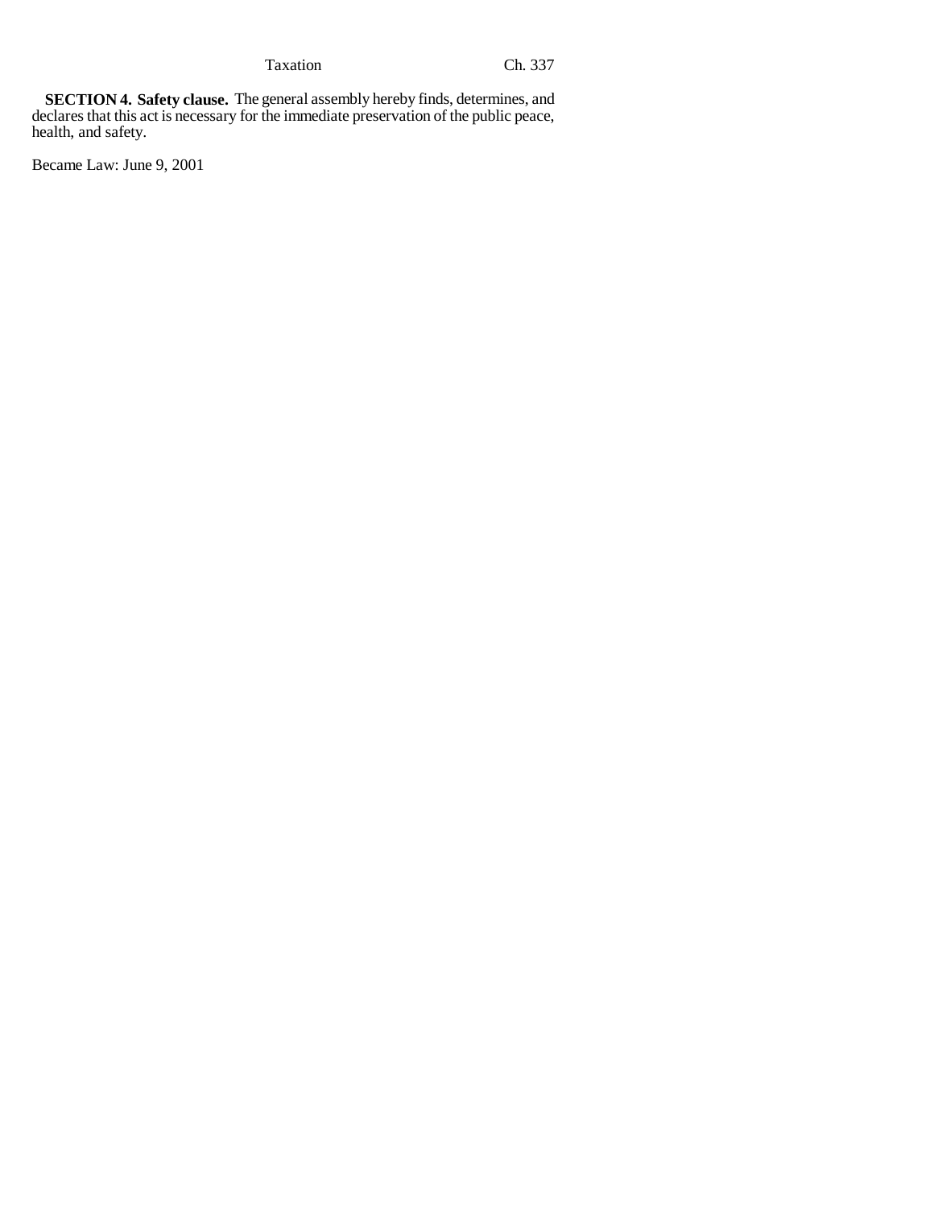**SECTION 4. Safety clause.** The general assembly hereby finds, determines, and declares that this act is necessary for the immediate preservation of the public peace, health, and safety.

Became Law: June 9, 2001